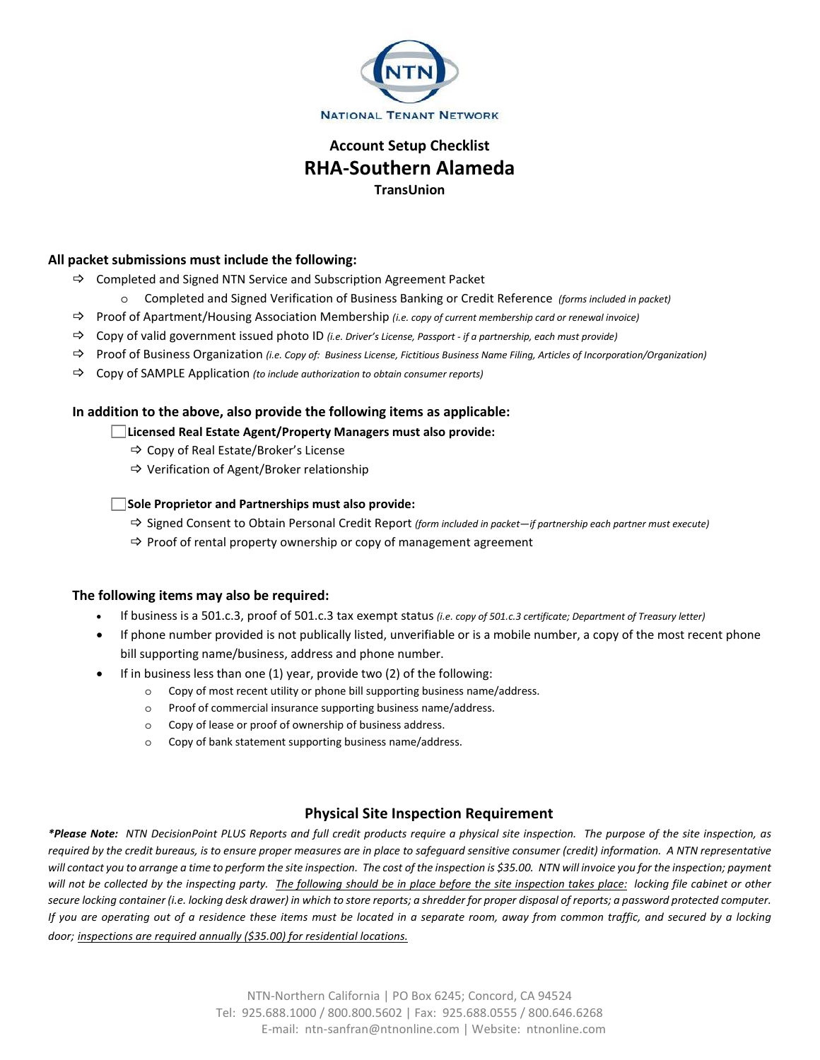NTN

NATIONAL TENANT NETWORK

## Account Setup Checklist

# RHA-Southern Alameda

**TransUnion**

### All packet submissions must include the following:

- ⇨ Completed and Signed NTN Service and Subscription Agreement Packet
  - o Completed and Signed Verification of Business Banking or Credit Reference *(forms included in packet)*
- ⇨ Proof of Apartment/Housing Association Membership *(i.e. copy of current membership card or renewal invoice)*
- ⇨ Copy of valid government issued photo ID *(i.e. Driver's License, Passport - if a partnership, each must provide)*
- ⇨ Proof of Business Organization *(i.e. Copy of: Business License, Fictitious Business Name Filing, Articles of Incorporation/Organization)*
- ⇨ Copy of SAMPLE Application *(to include authorization to obtain consumer reports)*

### In addition to the above, also provide the following items as applicable:

☐ **Licensed Real Estate Agent/Property Managers must also provide:**

- ⇨ Copy of Real Estate/Broker's License
- ⇨ Verification of Agent/Broker relationship

☐ **Sole Proprietor and Partnerships must also provide:**

- ⇨ Signed Consent to Obtain Personal Credit Report *(form included in packet—if partnership each partner must execute)*
- ⇨ Proof of rental property ownership or copy of management agreement

### The following items may also be required:

- If business is a 501.c.3, proof of 501.c.3 tax exempt status *(i.e. copy of 501.c.3 certificate; Department of Treasury letter)*
- If phone number provided is not publically listed, unverifiable or is a mobile number, a copy of the most recent phone bill supporting name/business, address and phone number.
- If in business less than one (1) year, provide two (2) of the following:
  - o Copy of most recent utility or phone bill supporting business name/address.
  - o Proof of commercial insurance supporting business name/address.
  - o Copy of lease or proof of ownership of business address.
  - o Copy of bank statement supporting business name/address.

### Physical Site Inspection Requirement

***Please Note:** NTN DecisionPoint PLUS Reports and full credit products require a physical site inspection. The purpose of the site inspection, as required by the credit bureaus, is to ensure proper measures are in place to safeguard sensitive consumer (credit) information. A NTN representative will contact you to arrange a time to perform the site inspection. The cost of the inspection is $35.00. NTN will invoice you for the inspection; payment will not be collected by the inspecting party. <u>The following should be in place before the site inspection takes place:</u> locking file cabinet or other secure locking container (i.e. locking desk drawer) in which to store reports; a shredder for proper disposal of reports; a password protected computer. If you are operating out of a residence these items must be located in a separate room, away from common traffic, and secured by a locking door; <u>inspections are required annually ($35.00) for residential locations.</u>*

NTN-Northern California | PO Box 6245; Concord, CA 94524
Tel: 925.688.1000 / 800.800.5602 | Fax: 925.688.0555 / 800.646.6268
E-mail: ntn-sanfran@ntnonline.com | Website: ntnonline.com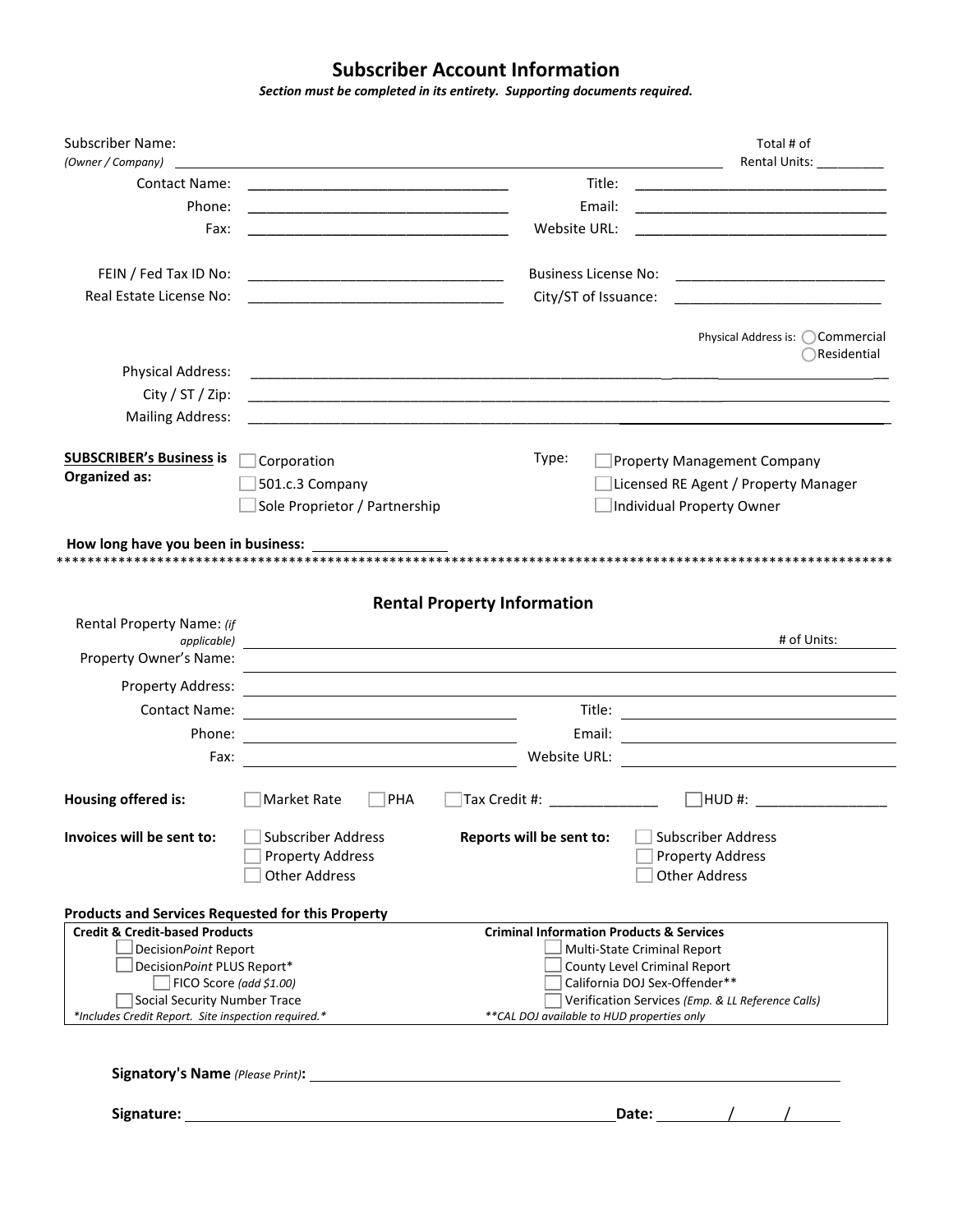# Subscriber Account Information

***Section must be completed in its entirety. Supporting documents required.***

Subscriber Name: *(Owner / Company)* ______________________________ Total # of Rental Units: _________

Contact Name: ______________________________ Title: ______________________________

Phone: ______________________________ Email: ______________________________

Fax: ______________________________ Website URL: ______________________________

FEIN / Fed Tax ID No: ______________________________ Business License No: ______________________________

Real Estate License No: ______________________________ City/ST of Issuance: ______________________________

Physical Address is: ◯ Commercial ◯ Residential

Physical Address: ______________________________

City / ST / Zip: ______________________________

Mailing Address: ______________________________

**SUBSCRIBER's Business is Organized as:**

- ☐ Corporation
- ☐ 501.c.3 Company
- ☐ Sole Proprietor / Partnership

Type:

- ☐ Property Management Company
- ☐ Licensed RE Agent / Property Manager
- ☐ Individual Property Owner

**How long have you been in business:** ______________

*******************************************************************************************************

## Rental Property Information

Rental Property Name: *(if applicable)* ______________________________ # of Units: __________

Property Owner's Name: ______________________________

Property Address: ______________________________

Contact Name: ______________________________ Title: ______________________________

Phone: ______________________________ Email: ______________________________

Fax: ______________________________ Website URL: ______________________________

**Housing offered is:** ☐ Market Rate ☐ PHA ☐ Tax Credit #: ______________ ☐ HUD #: ______________

**Invoices will be sent to:**

- ☐ Subscriber Address
- ☐ Property Address
- ☐ Other Address

**Reports will be sent to:**

- ☐ Subscriber Address
- ☐ Property Address
- ☐ Other Address

**Products and Services Requested for this Property**

| **Credit & Credit-based Products** | **Criminal Information Products & Services** |
|---|---|
| ☐ Decision*Point* Report | ☐ Multi-State Criminal Report |
| ☐ Decision*Point* PLUS Report* | ☐ County Level Criminal Report |
| ☐ FICO Score *(add $1.00)* | ☐ California DOJ Sex-Offender** |
| ☐ Social Security Number Trace | ☐ Verification Services *(Emp. & LL Reference Calls)* |
| **Includes Credit Report. Site inspection required.** | ***CAL DOJ available to HUD properties only* |

**Signatory's Name** *(Please Print)*: ______________________________

**Signature:** ______________________________ **Date:** _____ / _____ / _____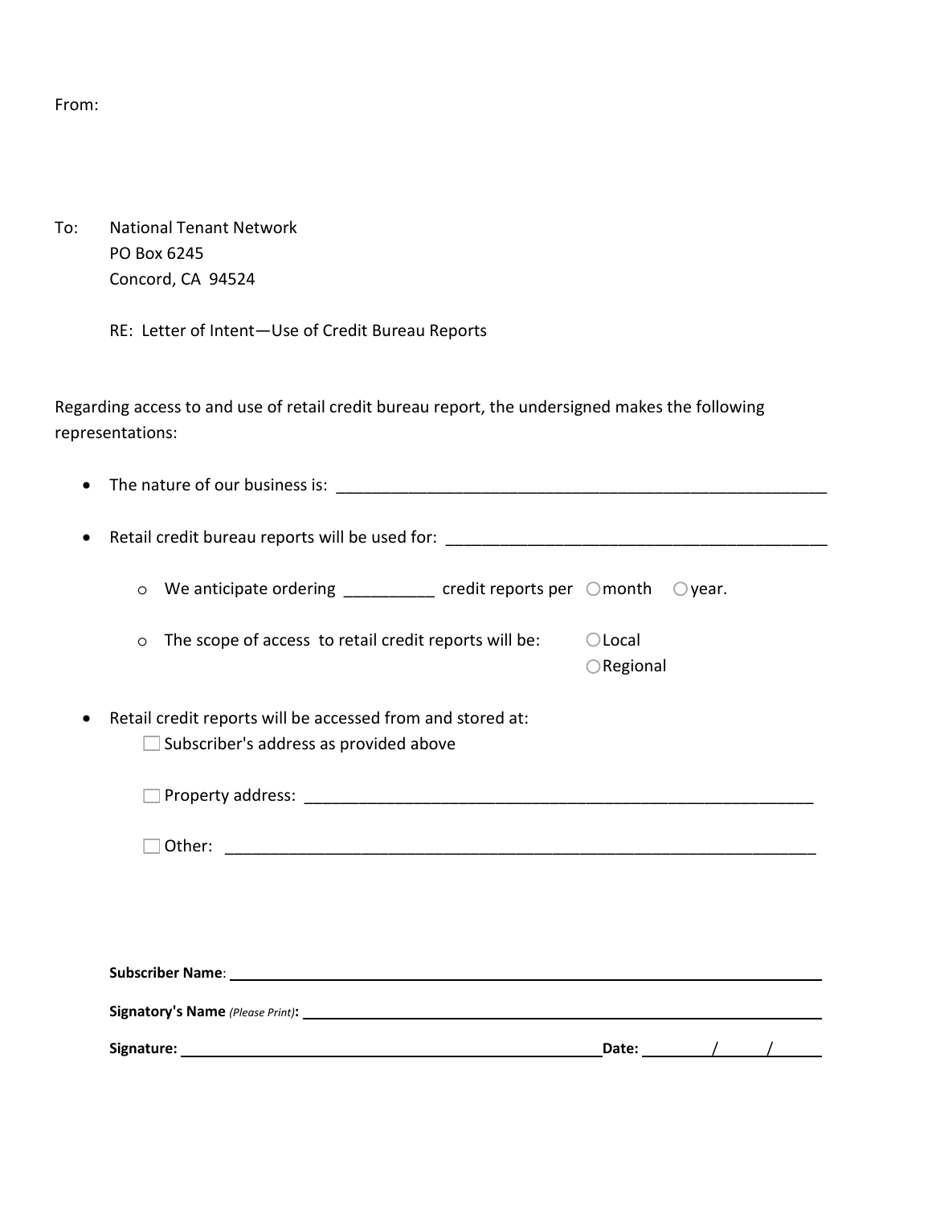From:

To: National Tenant Network
PO Box 6245
Concord, CA 94524

RE: Letter of Intent—Use of Credit Bureau Reports

Regarding access to and use of retail credit bureau report, the undersigned makes the following representations:

- The nature of our business is: ________________________________________________________
- Retail credit bureau reports will be used for: ___________________________________________
  - We anticipate ordering __________ credit reports per ○ month ○ year.
  - The scope of access to retail credit reports will be: ○ Local ○ Regional
- Retail credit reports will be accessed from and stored at:
  - ☐ Subscriber's address as provided above
  - ☐ Property address: ___________________________________________________________
  - ☐ Other: _____________________________________________________________________

**Subscriber Name**: ____________________________________________________________________

**Signatory's Name** *(Please Print)*: ______________________________________________________

**Signature:** ______________________________________________ **Date:** ______/______/______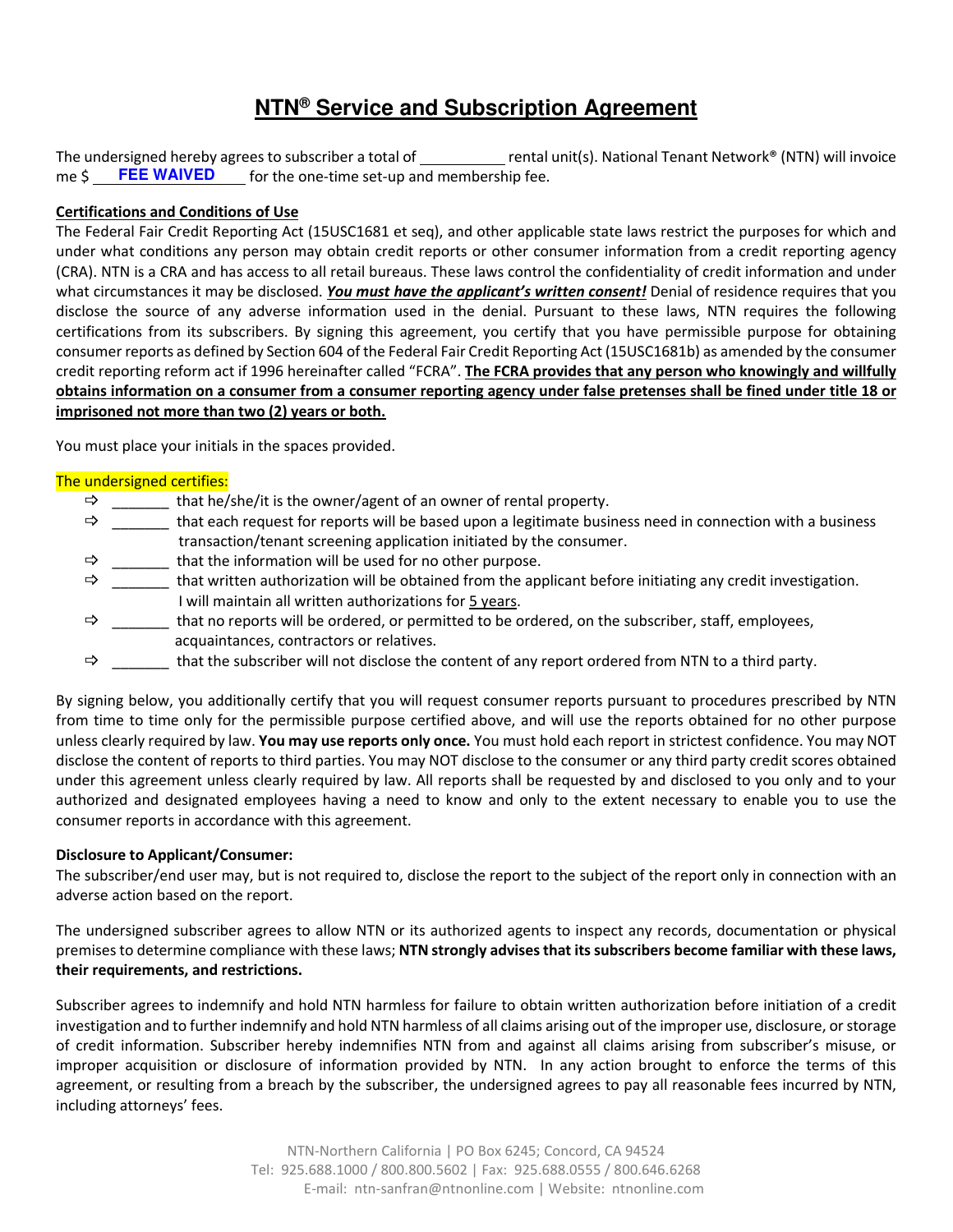# NTN® Service and Subscription Agreement

The undersigned hereby agrees to subscriber a total of __________ rental unit(s). National Tenant Network® (NTN) will invoice me $ **FEE WAIVED** for the one-time set-up and membership fee.

**Certifications and Conditions of Use**

The Federal Fair Credit Reporting Act (15USC1681 et seq), and other applicable state laws restrict the purposes for which and under what conditions any person may obtain credit reports or other consumer information from a credit reporting agency (CRA). NTN is a CRA and has access to all retail bureaus. These laws control the confidentiality of credit information and under what circumstances it may be disclosed. ***You must have the applicant's written consent!*** Denial of residence requires that you disclose the source of any adverse information used in the denial. Pursuant to these laws, NTN requires the following certifications from its subscribers. By signing this agreement, you certify that you have permissible purpose for obtaining consumer reports as defined by Section 604 of the Federal Fair Credit Reporting Act (15USC1681b) as amended by the consumer credit reporting reform act if 1996 hereinafter called "FCRA". **The FCRA provides that any person who knowingly and willfully obtains information on a consumer from a consumer reporting agency under false pretenses shall be fined under title 18 or imprisoned not more than two (2) years or both.**

You must place your initials in the spaces provided.

The undersigned certifies:

- _______ that he/she/it is the owner/agent of an owner of rental property.
- _______ that each request for reports will be based upon a legitimate business need in connection with a business transaction/tenant screening application initiated by the consumer.
- _______ that the information will be used for no other purpose.
- _______ that written authorization will be obtained from the applicant before initiating any credit investigation. I will maintain all written authorizations for 5 years.
- _______ that no reports will be ordered, or permitted to be ordered, on the subscriber, staff, employees, acquaintances, contractors or relatives.
- _______ that the subscriber will not disclose the content of any report ordered from NTN to a third party.

By signing below, you additionally certify that you will request consumer reports pursuant to procedures prescribed by NTN from time to time only for the permissible purpose certified above, and will use the reports obtained for no other purpose unless clearly required by law. **You may use reports only once.** You must hold each report in strictest confidence. You may NOT disclose the content of reports to third parties. You may NOT disclose to the consumer or any third party credit scores obtained under this agreement unless clearly required by law. All reports shall be requested by and disclosed to you only and to your authorized and designated employees having a need to know and only to the extent necessary to enable you to use the consumer reports in accordance with this agreement.

**Disclosure to Applicant/Consumer:**

The subscriber/end user may, but is not required to, disclose the report to the subject of the report only in connection with an adverse action based on the report.

The undersigned subscriber agrees to allow NTN or its authorized agents to inspect any records, documentation or physical premises to determine compliance with these laws; **NTN strongly advises that its subscribers become familiar with these laws, their requirements, and restrictions.**

Subscriber agrees to indemnify and hold NTN harmless for failure to obtain written authorization before initiation of a credit investigation and to further indemnify and hold NTN harmless of all claims arising out of the improper use, disclosure, or storage of credit information. Subscriber hereby indemnifies NTN from and against all claims arising from subscriber's misuse, or improper acquisition or disclosure of information provided by NTN. In any action brought to enforce the terms of this agreement, or resulting from a breach by the subscriber, the undersigned agrees to pay all reasonable fees incurred by NTN, including attorneys' fees.

NTN-Northern California | PO Box 6245; Concord, CA 94524
Tel: 925.688.1000 / 800.800.5602 | Fax: 925.688.0555 / 800.646.6268
E-mail: ntn-sanfran@ntnonline.com | Website: ntnonline.com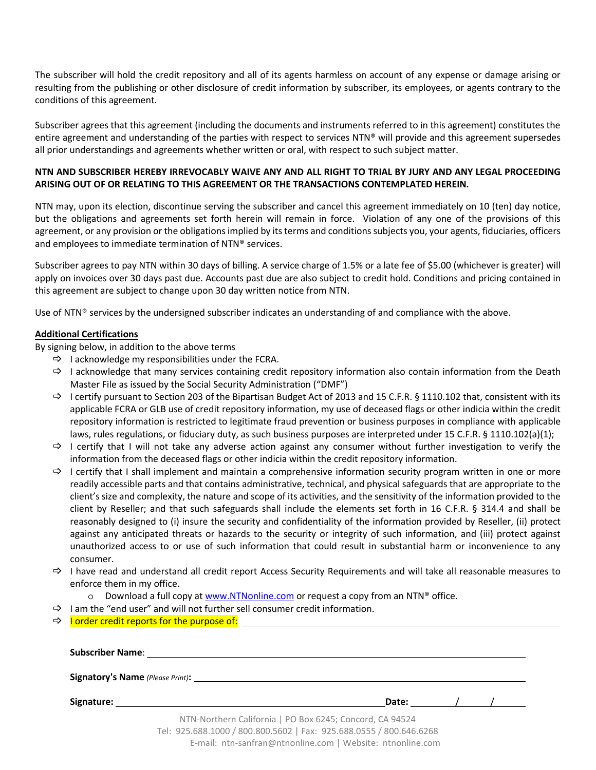The subscriber will hold the credit repository and all of its agents harmless on account of any expense or damage arising or resulting from the publishing or other disclosure of credit information by subscriber, its employees, or agents contrary to the conditions of this agreement.

Subscriber agrees that this agreement (including the documents and instruments referred to in this agreement) constitutes the entire agreement and understanding of the parties with respect to services NTN® will provide and this agreement supersedes all prior understandings and agreements whether written or oral, with respect to such subject matter.

**NTN AND SUBSCRIBER HEREBY IRREVOCABLY WAIVE ANY AND ALL RIGHT TO TRIAL BY JURY AND ANY LEGAL PROCEEDING ARISING OUT OF OR RELATING TO THIS AGREEMENT OR THE TRANSACTIONS CONTEMPLATED HEREIN.**

NTN may, upon its election, discontinue serving the subscriber and cancel this agreement immediately on 10 (ten) day notice, but the obligations and agreements set forth herein will remain in force. Violation of any one of the provisions of this agreement, or any provision or the obligations implied by its terms and conditions subjects you, your agents, fiduciaries, officers and employees to immediate termination of NTN® services.

Subscriber agrees to pay NTN within 30 days of billing. A service charge of 1.5% or a late fee of $5.00 (whichever is greater) will apply on invoices over 30 days past due. Accounts past due are also subject to credit hold. Conditions and pricing contained in this agreement are subject to change upon 30 day written notice from NTN.

Use of NTN® services by the undersigned subscriber indicates an understanding of and compliance with the above.

**Additional Certifications**

By signing below, in addition to the above terms

- I acknowledge my responsibilities under the FCRA.
- I acknowledge that many services containing credit repository information also contain information from the Death Master File as issued by the Social Security Administration ("DMF")
- I certify pursuant to Section 203 of the Bipartisan Budget Act of 2013 and 15 C.F.R. § 1110.102 that, consistent with its applicable FCRA or GLB use of credit repository information, my use of deceased flags or other indicia within the credit repository information is restricted to legitimate fraud prevention or business purposes in compliance with applicable laws, rules regulations, or fiduciary duty, as such business purposes are interpreted under 15 C.F.R. § 1110.102(a)(1);
- I certify that I will not take any adverse action against any consumer without further investigation to verify the information from the deceased flags or other indicia within the credit repository information.
- I certify that I shall implement and maintain a comprehensive information security program written in one or more readily accessible parts and that contains administrative, technical, and physical safeguards that are appropriate to the client's size and complexity, the nature and scope of its activities, and the sensitivity of the information provided to the client by Reseller; and that such safeguards shall include the elements set forth in 16 C.F.R. § 314.4 and shall be reasonably designed to (i) insure the security and confidentiality of the information provided by Reseller, (ii) protect against any anticipated threats or hazards to the security or integrity of such information, and (iii) protect against unauthorized access to or use of such information that could result in substantial harm or inconvenience to any consumer.
- I have read and understand all credit report Access Security Requirements and will take all reasonable measures to enforce them in my office.
  - Download a full copy at www.NTNonline.com or request a copy from an NTN® office.
- I am the "end user" and will not further sell consumer credit information.
- I order credit reports for the purpose of: ______________________________

**Subscriber Name**: ______________________________

**Signatory's Name** *(Please Print)*: ______________________________

**Signature:** ______________________________ **Date:** ____/____/____

NTN-Northern California | PO Box 6245; Concord, CA 94524
Tel: 925.688.1000 / 800.800.5602 | Fax: 925.688.0555 / 800.646.6268
E-mail: ntn-sanfran@ntnonline.com | Website: ntnonline.com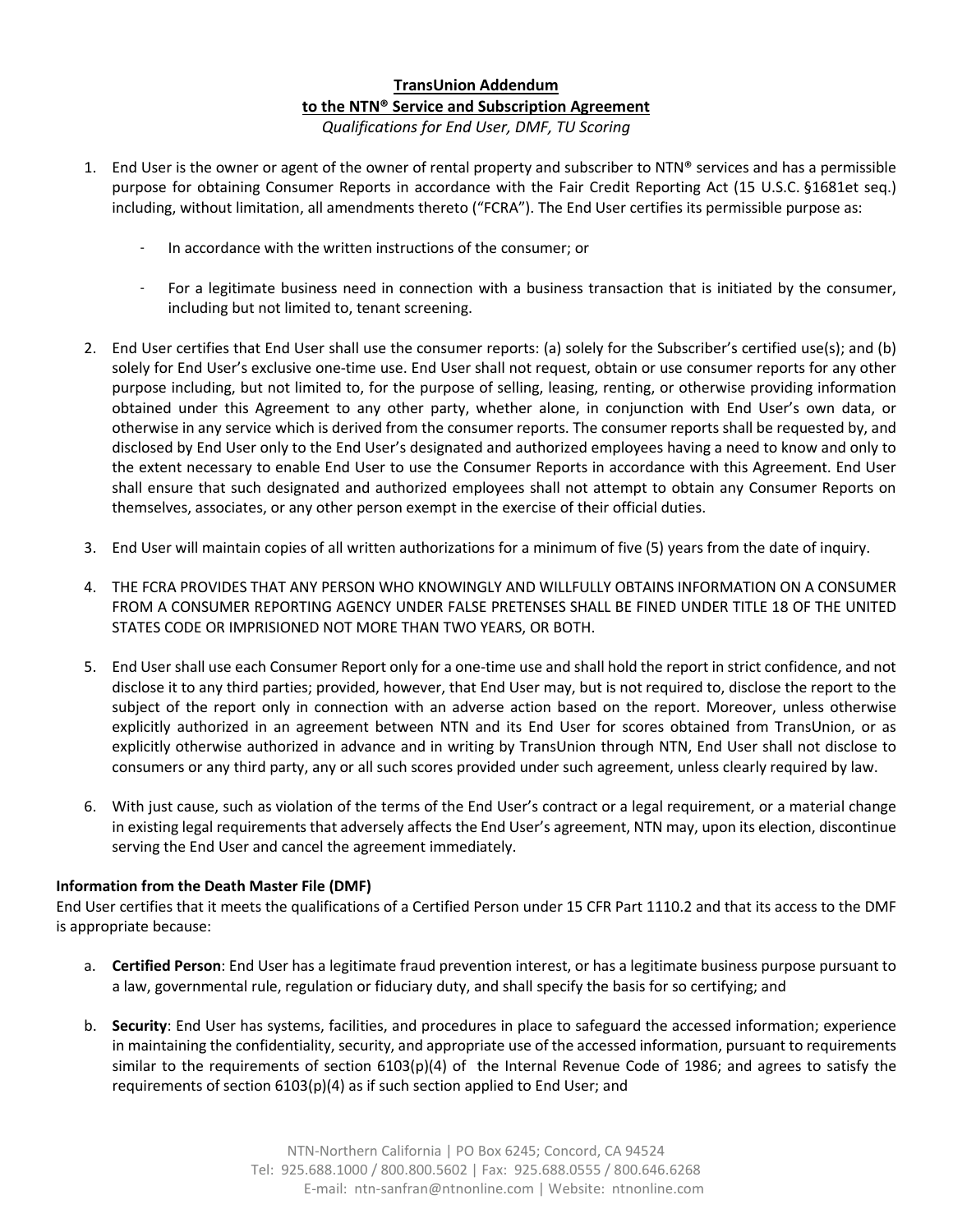# TransUnion Addendum to the NTN® Service and Subscription Agreement

*Qualifications for End User, DMF, TU Scoring*

1. End User is the owner or agent of the owner of rental property and subscriber to NTN® services and has a permissible purpose for obtaining Consumer Reports in accordance with the Fair Credit Reporting Act (15 U.S.C. §1681et seq.) including, without limitation, all amendments thereto ("FCRA"). The End User certifies its permissible purpose as:

   - In accordance with the written instructions of the consumer; or

   - For a legitimate business need in connection with a business transaction that is initiated by the consumer, including but not limited to, tenant screening.

2. End User certifies that End User shall use the consumer reports: (a) solely for the Subscriber's certified use(s); and (b) solely for End User's exclusive one-time use. End User shall not request, obtain or use consumer reports for any other purpose including, but not limited to, for the purpose of selling, leasing, renting, or otherwise providing information obtained under this Agreement to any other party, whether alone, in conjunction with End User's own data, or otherwise in any service which is derived from the consumer reports. The consumer reports shall be requested by, and disclosed by End User only to the End User's designated and authorized employees having a need to know and only to the extent necessary to enable End User to use the Consumer Reports in accordance with this Agreement. End User shall ensure that such designated and authorized employees shall not attempt to obtain any Consumer Reports on themselves, associates, or any other person exempt in the exercise of their official duties.

3. End User will maintain copies of all written authorizations for a minimum of five (5) years from the date of inquiry.

4. THE FCRA PROVIDES THAT ANY PERSON WHO KNOWINGLY AND WILLFULLY OBTAINS INFORMATION ON A CONSUMER FROM A CONSUMER REPORTING AGENCY UNDER FALSE PRETENSES SHALL BE FINED UNDER TITLE 18 OF THE UNITED STATES CODE OR IMPRISIONED NOT MORE THAN TWO YEARS, OR BOTH.

5. End User shall use each Consumer Report only for a one-time use and shall hold the report in strict confidence, and not disclose it to any third parties; provided, however, that End User may, but is not required to, disclose the report to the subject of the report only in connection with an adverse action based on the report. Moreover, unless otherwise explicitly authorized in an agreement between NTN and its End User for scores obtained from TransUnion, or as explicitly otherwise authorized in advance and in writing by TransUnion through NTN, End User shall not disclose to consumers or any third party, any or all such scores provided under such agreement, unless clearly required by law.

6. With just cause, such as violation of the terms of the End User's contract or a legal requirement, or a material change in existing legal requirements that adversely affects the End User's agreement, NTN may, upon its election, discontinue serving the End User and cancel the agreement immediately.

**Information from the Death Master File (DMF)**

End User certifies that it meets the qualifications of a Certified Person under 15 CFR Part 1110.2 and that its access to the DMF is appropriate because:

a. **Certified Person**: End User has a legitimate fraud prevention interest, or has a legitimate business purpose pursuant to a law, governmental rule, regulation or fiduciary duty, and shall specify the basis for so certifying; and

b. **Security**: End User has systems, facilities, and procedures in place to safeguard the accessed information; experience in maintaining the confidentiality, security, and appropriate use of the accessed information, pursuant to requirements similar to the requirements of section 6103(p)(4) of the Internal Revenue Code of 1986; and agrees to satisfy the requirements of section 6103(p)(4) as if such section applied to End User; and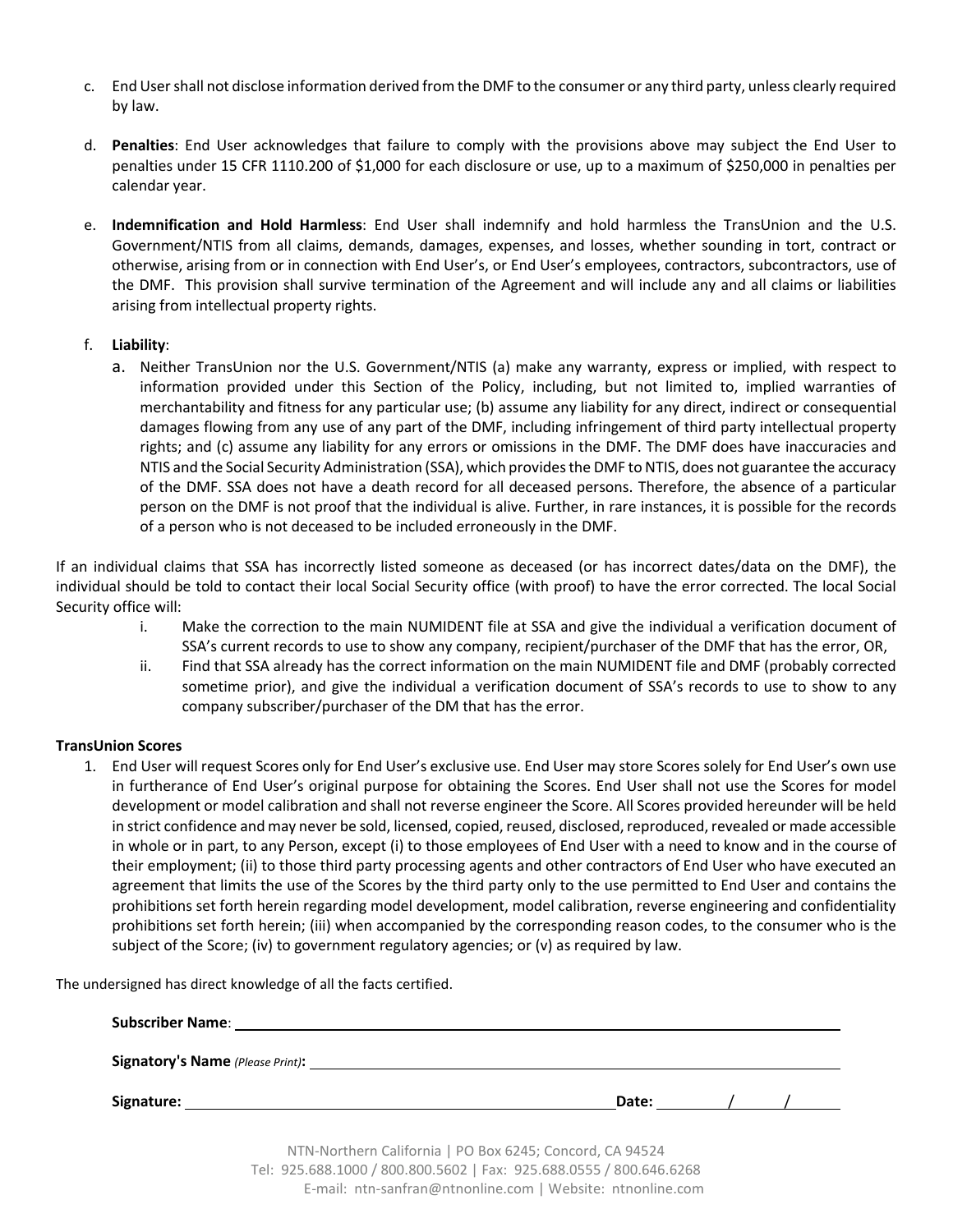c. End User shall not disclose information derived from the DMF to the consumer or any third party, unless clearly required by law.

d. **Penalties**: End User acknowledges that failure to comply with the provisions above may subject the End User to penalties under 15 CFR 1110.200 of $1,000 for each disclosure or use, up to a maximum of $250,000 in penalties per calendar year.

e. **Indemnification and Hold Harmless**: End User shall indemnify and hold harmless the TransUnion and the U.S. Government/NTIS from all claims, demands, damages, expenses, and losses, whether sounding in tort, contract or otherwise, arising from or in connection with End User's, or End User's employees, contractors, subcontractors, use of the DMF. This provision shall survive termination of the Agreement and will include any and all claims or liabilities arising from intellectual property rights.

f. **Liability**:

   a. Neither TransUnion nor the U.S. Government/NTIS (a) make any warranty, express or implied, with respect to information provided under this Section of the Policy, including, but not limited to, implied warranties of merchantability and fitness for any particular use; (b) assume any liability for any direct, indirect or consequential damages flowing from any use of any part of the DMF, including infringement of third party intellectual property rights; and (c) assume any liability for any errors or omissions in the DMF. The DMF does have inaccuracies and NTIS and the Social Security Administration (SSA), which provides the DMF to NTIS, does not guarantee the accuracy of the DMF. SSA does not have a death record for all deceased persons. Therefore, the absence of a particular person on the DMF is not proof that the individual is alive. Further, in rare instances, it is possible for the records of a person who is not deceased to be included erroneously in the DMF.

If an individual claims that SSA has incorrectly listed someone as deceased (or has incorrect dates/data on the DMF), the individual should be told to contact their local Social Security office (with proof) to have the error corrected. The local Social Security office will:

i. Make the correction to the main NUMIDENT file at SSA and give the individual a verification document of SSA's current records to use to show any company, recipient/purchaser of the DMF that has the error, OR,

ii. Find that SSA already has the correct information on the main NUMIDENT file and DMF (probably corrected sometime prior), and give the individual a verification document of SSA's records to use to show to any company subscriber/purchaser of the DM that has the error.

**TransUnion Scores**

1. End User will request Scores only for End User's exclusive use. End User may store Scores solely for End User's own use in furtherance of End User's original purpose for obtaining the Scores. End User shall not use the Scores for model development or model calibration and shall not reverse engineer the Score. All Scores provided hereunder will be held in strict confidence and may never be sold, licensed, copied, reused, disclosed, reproduced, revealed or made accessible in whole or in part, to any Person, except (i) to those employees of End User with a need to know and in the course of their employment; (ii) to those third party processing agents and other contractors of End User who have executed an agreement that limits the use of the Scores by the third party only to the use permitted to End User and contains the prohibitions set forth herein regarding model development, model calibration, reverse engineering and confidentiality prohibitions set forth herein; (iii) when accompanied by the corresponding reason codes, to the consumer who is the subject of the Score; (iv) to government regulatory agencies; or (v) as required by law.

The undersigned has direct knowledge of all the facts certified.

**Subscriber Name**: ______________________________

**Signatory's Name** *(Please Print)*: ______________________________

**Signature:** ______________________________ **Date:** ______ / ______ / ______

NTN-Northern California | PO Box 6245; Concord, CA 94524
Tel: 925.688.1000 / 800.800.5602 | Fax: 925.688.0555 / 800.646.6268
E-mail: ntn-sanfran@ntnonline.com | Website: ntnonline.com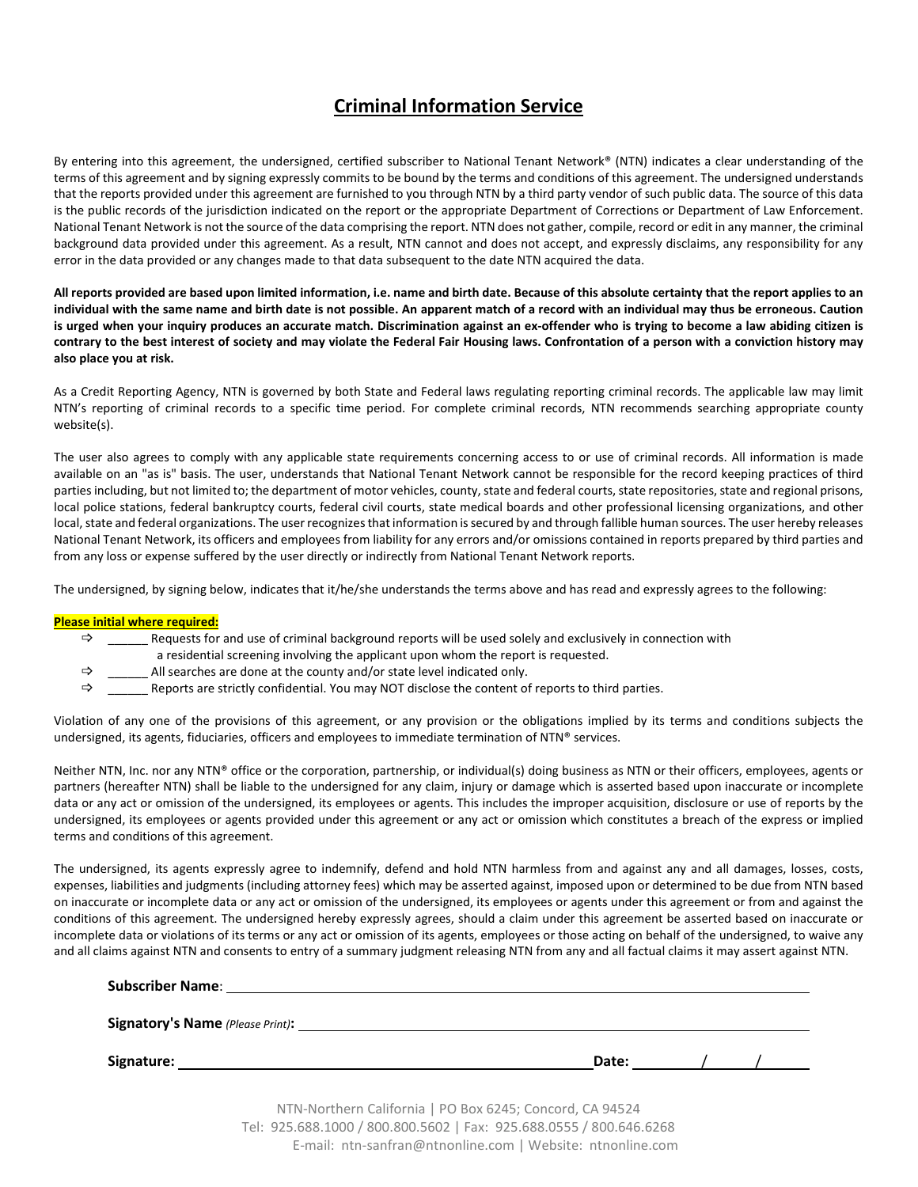# Criminal Information Service

By entering into this agreement, the undersigned, certified subscriber to National Tenant Network® (NTN) indicates a clear understanding of the terms of this agreement and by signing expressly commits to be bound by the terms and conditions of this agreement. The undersigned understands that the reports provided under this agreement are furnished to you through NTN by a third party vendor of such public data. The source of this data is the public records of the jurisdiction indicated on the report or the appropriate Department of Corrections or Department of Law Enforcement. National Tenant Network is not the source of the data comprising the report. NTN does not gather, compile, record or edit in any manner, the criminal background data provided under this agreement. As a result, NTN cannot and does not accept, and expressly disclaims, any responsibility for any error in the data provided or any changes made to that data subsequent to the date NTN acquired the data.

**All reports provided are based upon limited information, i.e. name and birth date. Because of this absolute certainty that the report applies to an individual with the same name and birth date is not possible. An apparent match of a record with an individual may thus be erroneous. Caution is urged when your inquiry produces an accurate match. Discrimination against an ex-offender who is trying to become a law abiding citizen is contrary to the best interest of society and may violate the Federal Fair Housing laws. Confrontation of a person with a conviction history may also place you at risk.**

As a Credit Reporting Agency, NTN is governed by both State and Federal laws regulating reporting criminal records. The applicable law may limit NTN's reporting of criminal records to a specific time period. For complete criminal records, NTN recommends searching appropriate county website(s).

The user also agrees to comply with any applicable state requirements concerning access to or use of criminal records. All information is made available on an "as is" basis. The user, understands that National Tenant Network cannot be responsible for the record keeping practices of third parties including, but not limited to; the department of motor vehicles, county, state and federal courts, state repositories, state and regional prisons, local police stations, federal bankruptcy courts, federal civil courts, state medical boards and other professional licensing organizations, and other local, state and federal organizations. The user recognizes that information is secured by and through fallible human sources. The user hereby releases National Tenant Network, its officers and employees from liability for any errors and/or omissions contained in reports prepared by third parties and from any loss or expense suffered by the user directly or indirectly from National Tenant Network reports.

The undersigned, by signing below, indicates that it/he/she understands the terms above and has read and expressly agrees to the following:

**Please initial where required:**

- ⇨ ______ Requests for and use of criminal background reports will be used solely and exclusively in connection with a residential screening involving the applicant upon whom the report is requested.
- ⇨ ______ All searches are done at the county and/or state level indicated only.
- ⇨ ______ Reports are strictly confidential. You may NOT disclose the content of reports to third parties.

Violation of any one of the provisions of this agreement, or any provision or the obligations implied by its terms and conditions subjects the undersigned, its agents, fiduciaries, officers and employees to immediate termination of NTN® services.

Neither NTN, Inc. nor any NTN® office or the corporation, partnership, or individual(s) doing business as NTN or their officers, employees, agents or partners (hereafter NTN) shall be liable to the undersigned for any claim, injury or damage which is asserted based upon inaccurate or incomplete data or any act or omission of the undersigned, its employees or agents. This includes the improper acquisition, disclosure or use of reports by the undersigned, its employees or agents provided under this agreement or any act or omission which constitutes a breach of the express or implied terms and conditions of this agreement.

The undersigned, its agents expressly agree to indemnify, defend and hold NTN harmless from and against any and all damages, losses, costs, expenses, liabilities and judgments (including attorney fees) which may be asserted against, imposed upon or determined to be due from NTN based on inaccurate or incomplete data or any act or omission of the undersigned, its employees or agents under this agreement or from and against the conditions of this agreement. The undersigned hereby expressly agrees, should a claim under this agreement be asserted based on inaccurate or incomplete data or violations of its terms or any act or omission of its agents, employees or those acting on behalf of the undersigned, to waive any and all claims against NTN and consents to entry of a summary judgment releasing NTN from any and all factual claims it may assert against NTN.

**Subscriber Name**: ______________________________________________

**Signatory's Name** *(Please Print)***:** ______________________________________________

**Signature:** ______________________________ **Date:** ______/______/______

NTN-Northern California | PO Box 6245; Concord, CA 94524
Tel: 925.688.1000 / 800.800.5602 | Fax: 925.688.0555 / 800.646.6268
E-mail: ntn-sanfran@ntnonline.com | Website: ntnonline.com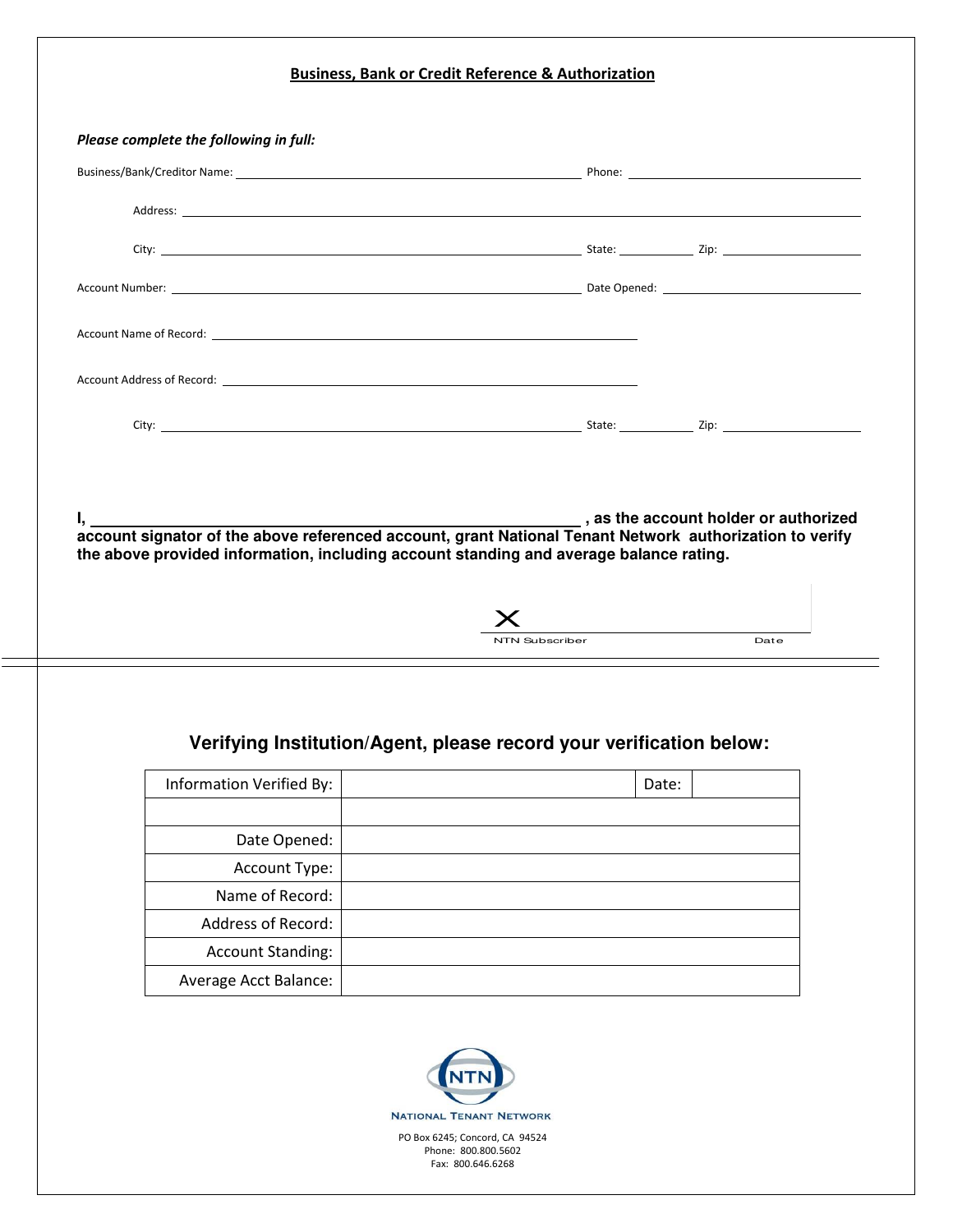## Business, Bank or Credit Reference & Authorization

***Please complete the following in full:***

Business/Bank/Creditor Name: ______________________________ Phone: ______________

Address: ______________________________________________

City: ______________________________ State: ________ Zip: ____________

Account Number: ______________________________ Date Opened: ______________

Account Name of Record: ______________________________

Account Address of Record: ______________________________

City: ______________________________ State: ________ Zip: ____________

**I, ______________________________ , as the account holder or authorized account signator of the above referenced account, grant National Tenant Network authorization to verify the above provided information, including account standing and average balance rating.**

X ______________________________

NTN Subscriber Date

### Verifying Institution/Agent, please record your verification below:

| Information Verified By: | | Date: | |
|---|---|---|---|
| | | | |
| Date Opened: | | | |
| Account Type: | | | |
| Name of Record: | | | |
| Address of Record: | | | |
| Account Standing: | | | |
| Average Acct Balance: | | | |

NTN

NATIONAL TENANT NETWORK

PO Box 6245; Concord, CA 94524
Phone: 800.800.5602
Fax: 800.646.6268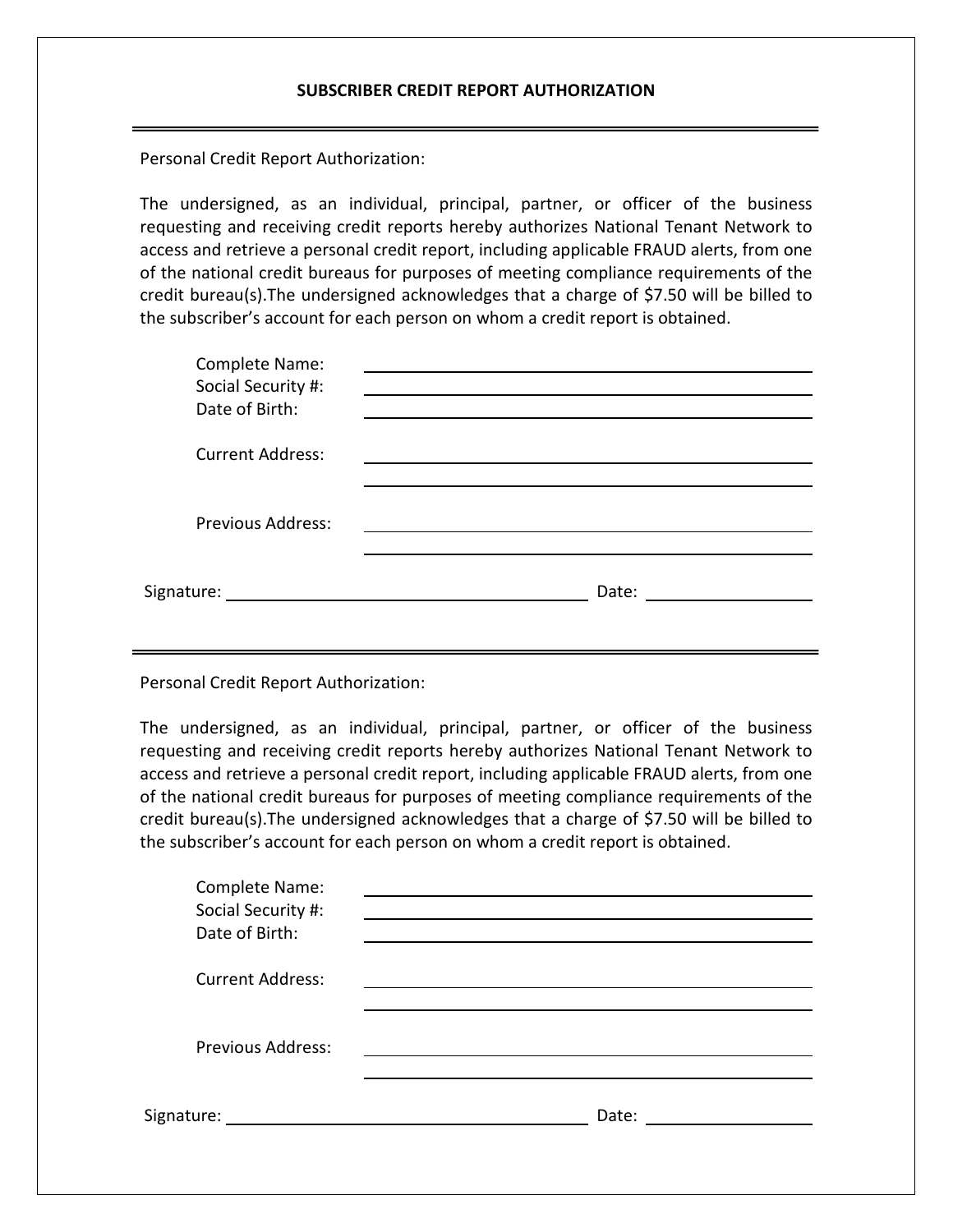# SUBSCRIBER CREDIT REPORT AUTHORIZATION

---

Personal Credit Report Authorization:

The undersigned, as an individual, principal, partner, or officer of the business requesting and receiving credit reports hereby authorizes National Tenant Network to access and retrieve a personal credit report, including applicable FRAUD alerts, from one of the national credit bureaus for purposes of meeting compliance requirements of the credit bureau(s).The undersigned acknowledges that a charge of $7.50 will be billed to the subscriber's account for each person on whom a credit report is obtained.

Complete Name: ______________________________

Social Security #: ______________________________

Date of Birth: ______________________________

Current Address: ______________________________

______________________________

Previous Address: ______________________________

______________________________

Signature: ______________________________ Date: ______________

---

Personal Credit Report Authorization:

The undersigned, as an individual, principal, partner, or officer of the business requesting and receiving credit reports hereby authorizes National Tenant Network to access and retrieve a personal credit report, including applicable FRAUD alerts, from one of the national credit bureaus for purposes of meeting compliance requirements of the credit bureau(s).The undersigned acknowledges that a charge of $7.50 will be billed to the subscriber's account for each person on whom a credit report is obtained.

Complete Name: ______________________________

Social Security #: ______________________________

Date of Birth: ______________________________

Current Address: ______________________________

______________________________

Previous Address: ______________________________

______________________________

Signature: ______________________________ Date: ______________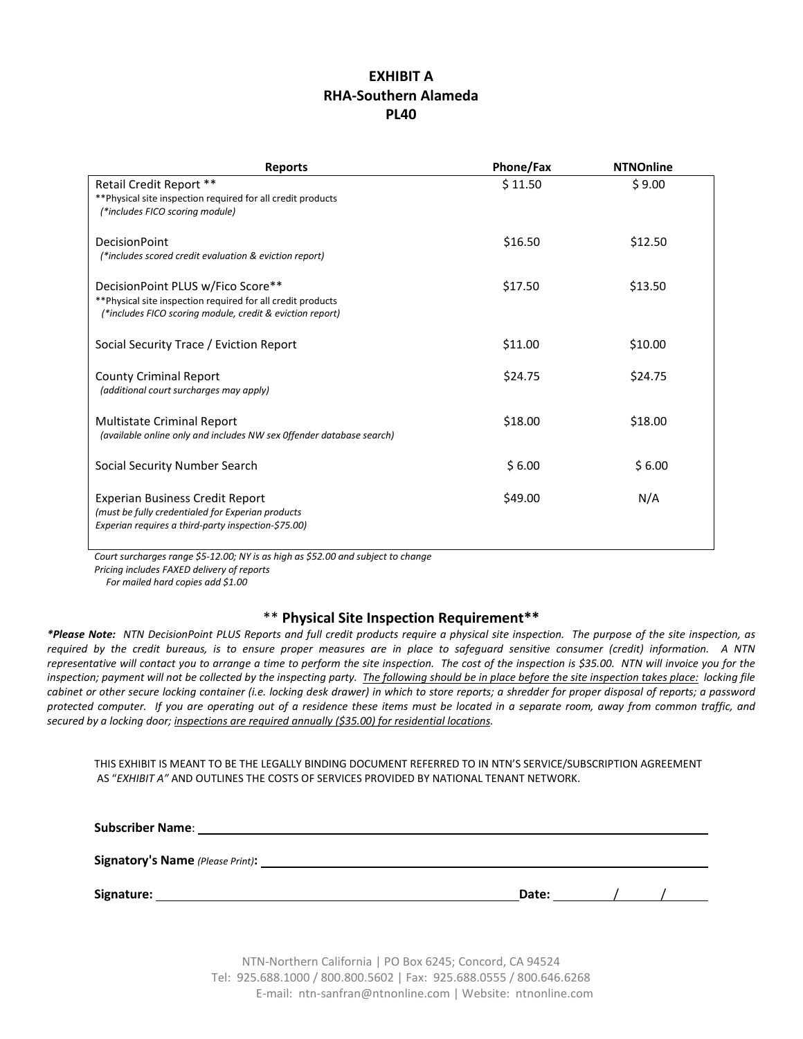# EXHIBIT A
## RHA-Southern Alameda
## PL40

| Reports | Phone/Fax | NTNOnline |
|---|---|---|
| Retail Credit Report ** <br> **Physical site inspection required for all credit products <br> *(\*includes FICO scoring module)* | $ 11.50 | $ 9.00 |
| DecisionPoint <br> *(\*includes scored credit evaluation & eviction report)* | $16.50 | $12.50 |
| DecisionPoint PLUS w/Fico Score** <br> **Physical site inspection required for all credit products <br> *(\*includes FICO scoring module, credit & eviction report)* | $17.50 | $13.50 |
| Social Security Trace / Eviction Report | $11.00 | $10.00 |
| County Criminal Report <br> *(additional court surcharges may apply)* | $24.75 | $24.75 |
| Multistate Criminal Report <br> *(available online only and includes NW sex 0ffender database search)* | $18.00 | $18.00 |
| Social Security Number Search | $ 6.00 | $ 6.00 |
| Experian Business Credit Report <br> *(must be fully credentialed for Experian products <br> Experian requires a third-party inspection-$75.00)* | $49.00 | N/A |

*Court surcharges range $5-12.00; NY is as high as $52.00 and subject to change*
*Pricing includes FAXED delivery of reports*
*For mailed hard copies add $1.00*

### ** Physical Site Inspection Requirement**

***Please Note:** NTN DecisionPoint PLUS Reports and full credit products require a physical site inspection. The purpose of the site inspection, as required by the credit bureaus, is to ensure proper measures are in place to safeguard sensitive consumer (credit) information. A NTN representative will contact you to arrange a time to perform the site inspection. The cost of the inspection is $35.00. NTN will invoice you for the inspection; payment will not be collected by the inspecting party. <u>The following should be in place before the site inspection takes place:</u> locking file cabinet or other secure locking container (i.e. locking desk drawer) in which to store reports; a shredder for proper disposal of reports; a password protected computer. If you are operating out of a residence these items must be located in a separate room, away from common traffic, and secured by a locking door; <u>inspections are required annually ($35.00) for residential locations</u>.*

THIS EXHIBIT IS MEANT TO BE THE LEGALLY BINDING DOCUMENT REFERRED TO IN NTN'S SERVICE/SUBSCRIPTION AGREEMENT AS "*EXHIBIT A*" AND OUTLINES THE COSTS OF SERVICES PROVIDED BY NATIONAL TENANT NETWORK.

**Subscriber Name**: ______________________________

**Signatory's Name** *(Please Print)***:** ______________________________

**Signature:** ______________________________ **Date:** _____/_____/_____

NTN-Northern California | PO Box 6245; Concord, CA 94524
Tel: 925.688.1000 / 800.800.5602 | Fax: 925.688.0555 / 800.646.6268
E-mail: ntn-sanfran@ntnonline.com | Website: ntnonline.com